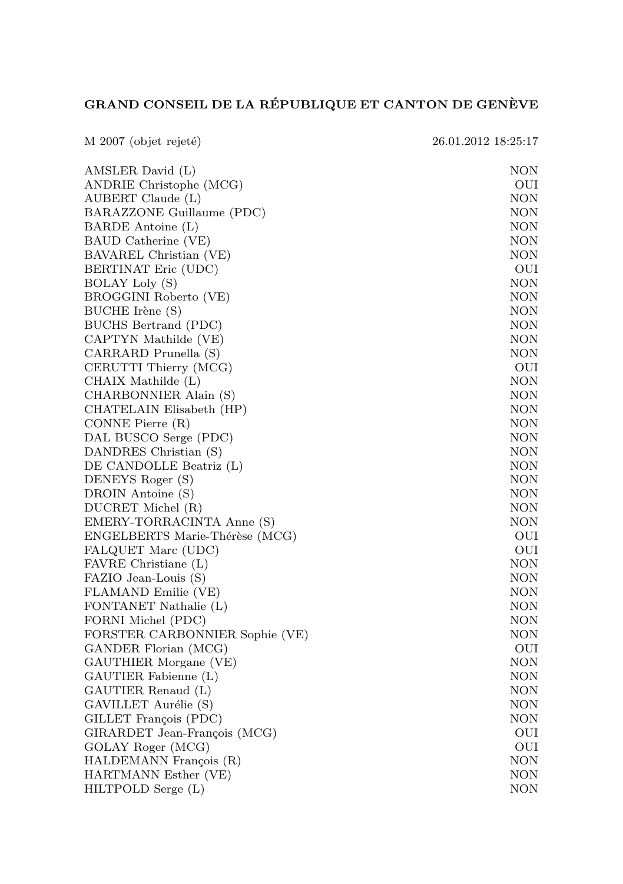**GRAND CONSEIL DE LA RÉPUBLIQUE ET CANTON DE GENÈVE**

M 2007 (objet rejeté) 26.01.2012 18:25:17

| | |
|---|---|
| AMSLER David (L) | NON |
| ANDRIE Christophe (MCG) | OUI |
| AUBERT Claude (L) | NON |
| BARAZZONE Guillaume (PDC) | NON |
| BARDE Antoine (L) | NON |
| BAUD Catherine (VE) | NON |
| BAVAREL Christian (VE) | NON |
| BERTINAT Eric (UDC) | OUI |
| BOLAY Loly (S) | NON |
| BROGGINI Roberto (VE) | NON |
| BUCHE Irène (S) | NON |
| BUCHS Bertrand (PDC) | NON |
| CAPTYN Mathilde (VE) | NON |
| CARRARD Prunella (S) | NON |
| CERUTTI Thierry (MCG) | OUI |
| CHAIX Mathilde (L) | NON |
| CHARBONNIER Alain (S) | NON |
| CHATELAIN Elisabeth (HP) | NON |
| CONNE Pierre (R) | NON |
| DAL BUSCO Serge (PDC) | NON |
| DANDRES Christian (S) | NON |
| DE CANDOLLE Beatriz (L) | NON |
| DENEYS Roger (S) | NON |
| DROIN Antoine (S) | NON |
| DUCRET Michel (R) | NON |
| EMERY-TORRACINTA Anne (S) | NON |
| ENGELBERTS Marie-Thérèse (MCG) | OUI |
| FALQUET Marc (UDC) | OUI |
| FAVRE Christiane (L) | NON |
| FAZIO Jean-Louis (S) | NON |
| FLAMAND Emilie (VE) | NON |
| FONTANET Nathalie (L) | NON |
| FORNI Michel (PDC) | NON |
| FORSTER CARBONNIER Sophie (VE) | NON |
| GANDER Florian (MCG) | OUI |
| GAUTHIER Morgane (VE) | NON |
| GAUTIER Fabienne (L) | NON |
| GAUTIER Renaud (L) | NON |
| GAVILLET Aurélie (S) | NON |
| GILLET François (PDC) | NON |
| GIRARDET Jean-François (MCG) | OUI |
| GOLAY Roger (MCG) | OUI |
| HALDEMANN François (R) | NON |
| HARTMANN Esther (VE) | NON |
| HILTPOLD Serge (L) | NON |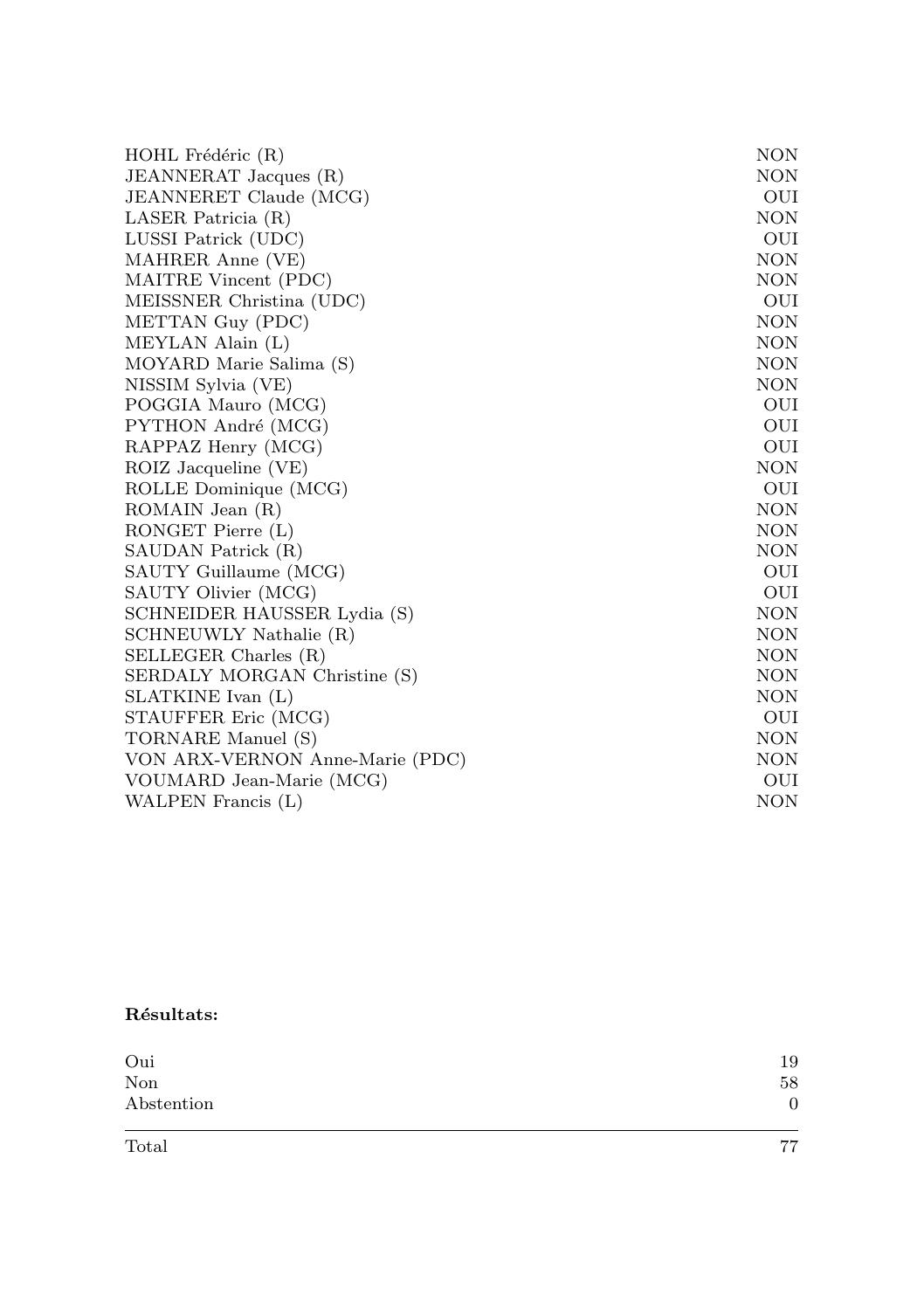| | |
|---|---|
| HOHL Frédéric (R) | NON |
| JEANNERAT Jacques (R) | NON |
| JEANNERET Claude (MCG) | OUI |
| LASER Patricia (R) | NON |
| LUSSI Patrick (UDC) | OUI |
| MAHRER Anne (VE) | NON |
| MAITRE Vincent (PDC) | NON |
| MEISSNER Christina (UDC) | OUI |
| METTAN Guy (PDC) | NON |
| MEYLAN Alain (L) | NON |
| MOYARD Marie Salima (S) | NON |
| NISSIM Sylvia (VE) | NON |
| POGGIA Mauro (MCG) | OUI |
| PYTHON André (MCG) | OUI |
| RAPPAZ Henry (MCG) | OUI |
| ROIZ Jacqueline (VE) | NON |
| ROLLE Dominique (MCG) | OUI |
| ROMAIN Jean (R) | NON |
| RONGET Pierre (L) | NON |
| SAUDAN Patrick (R) | NON |
| SAUTY Guillaume (MCG) | OUI |
| SAUTY Olivier (MCG) | OUI |
| SCHNEIDER HAUSSER Lydia (S) | NON |
| SCHNEUWLY Nathalie (R) | NON |
| SELLEGER Charles (R) | NON |
| SERDALY MORGAN Christine (S) | NON |
| SLATKINE Ivan (L) | NON |
| STAUFFER Eric (MCG) | OUI |
| TORNARE Manuel (S) | NON |
| VON ARX-VERNON Anne-Marie (PDC) | NON |
| VOUMARD Jean-Marie (MCG) | OUI |
| WALPEN Francis (L) | NON |

**Résultats:**

| | |
|---|---|
| Oui | 19 |
| Non | 58 |
| Abstention | 0 |
| Total | 77 |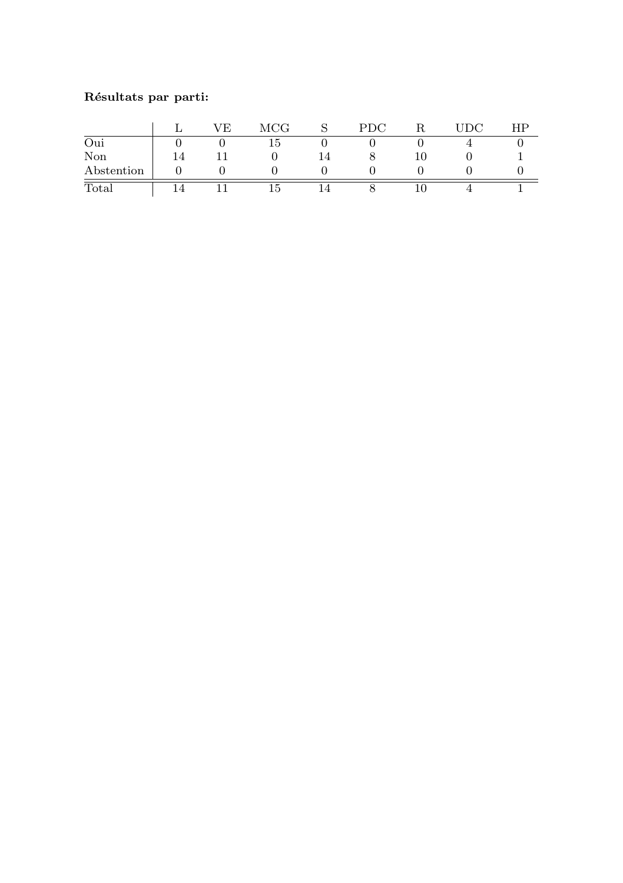**Résultats par parti:**

| | L | VE | MCG | S | PDC | R | UDC | HP |
|---|---|---|---|---|---|---|---|---|
| Oui | 0 | 0 | 15 | 0 | 0 | 0 | 4 | 0 |
| Non | 14 | 11 | 0 | 14 | 8 | 10 | 0 | 1 |
| Abstention | 0 | 0 | 0 | 0 | 0 | 0 | 0 | 0 |
| Total | 14 | 11 | 15 | 14 | 8 | 10 | 4 | 1 |